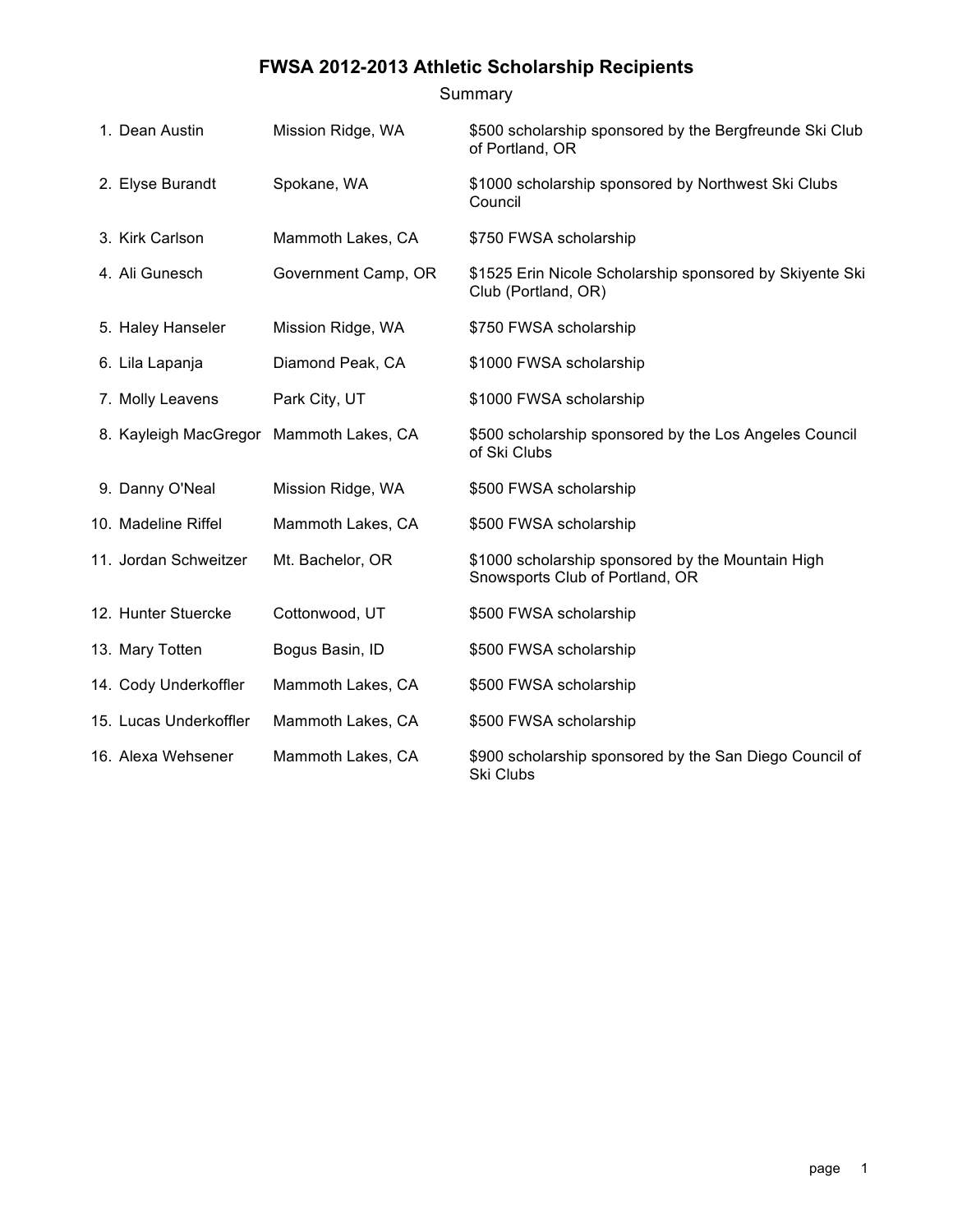# FWSA 2012-2013 Athletic Scholarship Recipients

Summary

| # | Name | Location | Scholarship |
|---|---|---|---|
| 1. | Dean Austin | Mission Ridge, WA | $500 scholarship sponsored by the Bergfreunde Ski Club of Portland, OR |
| 2. | Elyse Burandt | Spokane, WA | $1000 scholarship sponsored by Northwest Ski Clubs Council |
| 3. | Kirk Carlson | Mammoth Lakes, CA | $750 FWSA scholarship |
| 4. | Ali Gunesch | Government Camp, OR | $1525 Erin Nicole Scholarship sponsored by Skiyente Ski Club (Portland, OR) |
| 5. | Haley Hanseler | Mission Ridge, WA | $750 FWSA scholarship |
| 6. | Lila Lapanja | Diamond Peak, CA | $1000 FWSA scholarship |
| 7. | Molly Leavens | Park City, UT | $1000 FWSA scholarship |
| 8. | Kayleigh MacGregor | Mammoth Lakes, CA | $500 scholarship sponsored by the Los Angeles Council of Ski Clubs |
| 9. | Danny O'Neal | Mission Ridge, WA | $500 FWSA scholarship |
| 10. | Madeline Riffel | Mammoth Lakes, CA | $500 FWSA scholarship |
| 11. | Jordan Schweitzer | Mt. Bachelor, OR | $1000 scholarship sponsored by the Mountain High Snowsports Club of Portland, OR |
| 12. | Hunter Stuercke | Cottonwood, UT | $500 FWSA scholarship |
| 13. | Mary Totten | Bogus Basin, ID | $500 FWSA scholarship |
| 14. | Cody Underkoffler | Mammoth Lakes, CA | $500 FWSA scholarship |
| 15. | Lucas Underkoffler | Mammoth Lakes, CA | $500 FWSA scholarship |
| 16. | Alexa Wehsener | Mammoth Lakes, CA | $900 scholarship sponsored by the San Diego Council of Ski Clubs |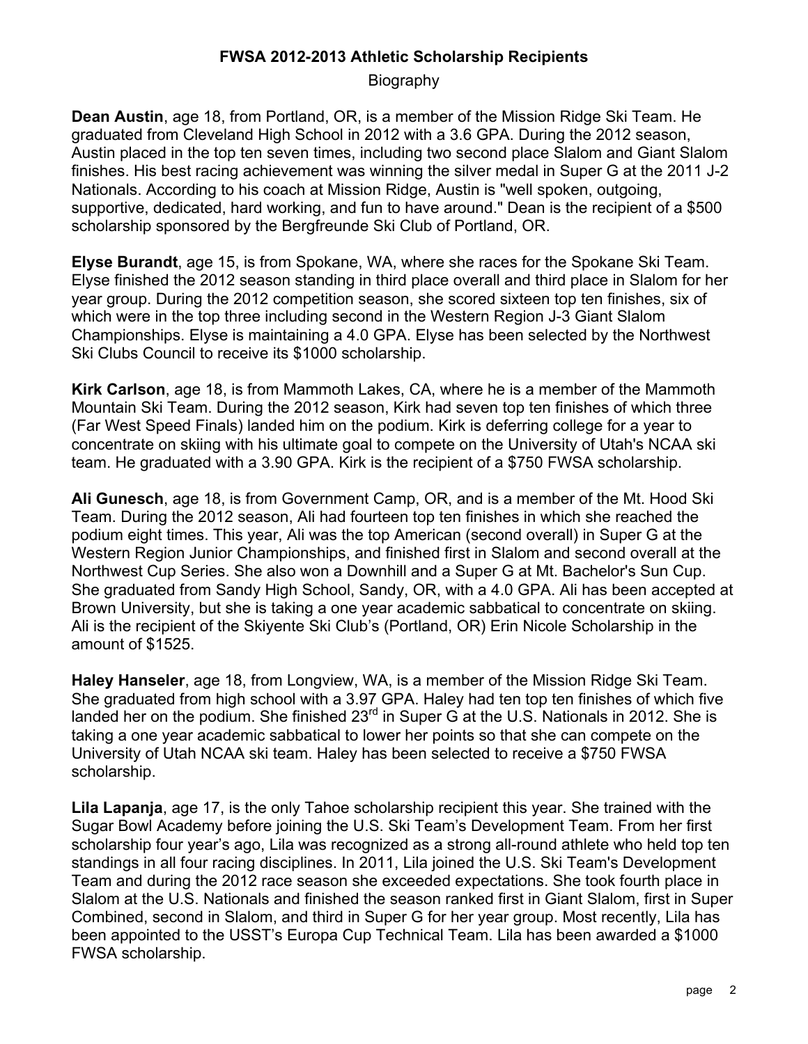**FWSA 2012-2013 Athletic Scholarship Recipients**

Biography

**Dean Austin**, age 18, from Portland, OR, is a member of the Mission Ridge Ski Team. He graduated from Cleveland High School in 2012 with a 3.6 GPA. During the 2012 season, Austin placed in the top ten seven times, including two second place Slalom and Giant Slalom finishes. His best racing achievement was winning the silver medal in Super G at the 2011 J-2 Nationals. According to his coach at Mission Ridge, Austin is "well spoken, outgoing, supportive, dedicated, hard working, and fun to have around." Dean is the recipient of a $500 scholarship sponsored by the Bergfreunde Ski Club of Portland, OR.

**Elyse Burandt**, age 15, is from Spokane, WA, where she races for the Spokane Ski Team. Elyse finished the 2012 season standing in third place overall and third place in Slalom for her year group. During the 2012 competition season, she scored sixteen top ten finishes, six of which were in the top three including second in the Western Region J-3 Giant Slalom Championships. Elyse is maintaining a 4.0 GPA. Elyse has been selected by the Northwest Ski Clubs Council to receive its $1000 scholarship.

**Kirk Carlson**, age 18, is from Mammoth Lakes, CA, where he is a member of the Mammoth Mountain Ski Team. During the 2012 season, Kirk had seven top ten finishes of which three (Far West Speed Finals) landed him on the podium. Kirk is deferring college for a year to concentrate on skiing with his ultimate goal to compete on the University of Utah's NCAA ski team. He graduated with a 3.90 GPA. Kirk is the recipient of a $750 FWSA scholarship.

**Ali Gunesch**, age 18, is from Government Camp, OR, and is a member of the Mt. Hood Ski Team. During the 2012 season, Ali had fourteen top ten finishes in which she reached the podium eight times. This year, Ali was the top American (second overall) in Super G at the Western Region Junior Championships, and finished first in Slalom and second overall at the Northwest Cup Series. She also won a Downhill and a Super G at Mt. Bachelor's Sun Cup. She graduated from Sandy High School, Sandy, OR, with a 4.0 GPA. Ali has been accepted at Brown University, but she is taking a one year academic sabbatical to concentrate on skiing. Ali is the recipient of the Skiyente Ski Club's (Portland, OR) Erin Nicole Scholarship in the amount of $1525.

**Haley Hanseler**, age 18, from Longview, WA, is a member of the Mission Ridge Ski Team. She graduated from high school with a 3.97 GPA. Haley had ten top ten finishes of which five landed her on the podium. She finished 23rd in Super G at the U.S. Nationals in 2012. She is taking a one year academic sabbatical to lower her points so that she can compete on the University of Utah NCAA ski team. Haley has been selected to receive a $750 FWSA scholarship.

**Lila Lapanja**, age 17, is the only Tahoe scholarship recipient this year. She trained with the Sugar Bowl Academy before joining the U.S. Ski Team's Development Team. From her first scholarship four year's ago, Lila was recognized as a strong all-round athlete who held top ten standings in all four racing disciplines. In 2011, Lila joined the U.S. Ski Team's Development Team and during the 2012 race season she exceeded expectations. She took fourth place in Slalom at the U.S. Nationals and finished the season ranked first in Giant Slalom, first in Super Combined, second in Slalom, and third in Super G for her year group. Most recently, Lila has been appointed to the USST's Europa Cup Technical Team. Lila has been awarded a $1000 FWSA scholarship.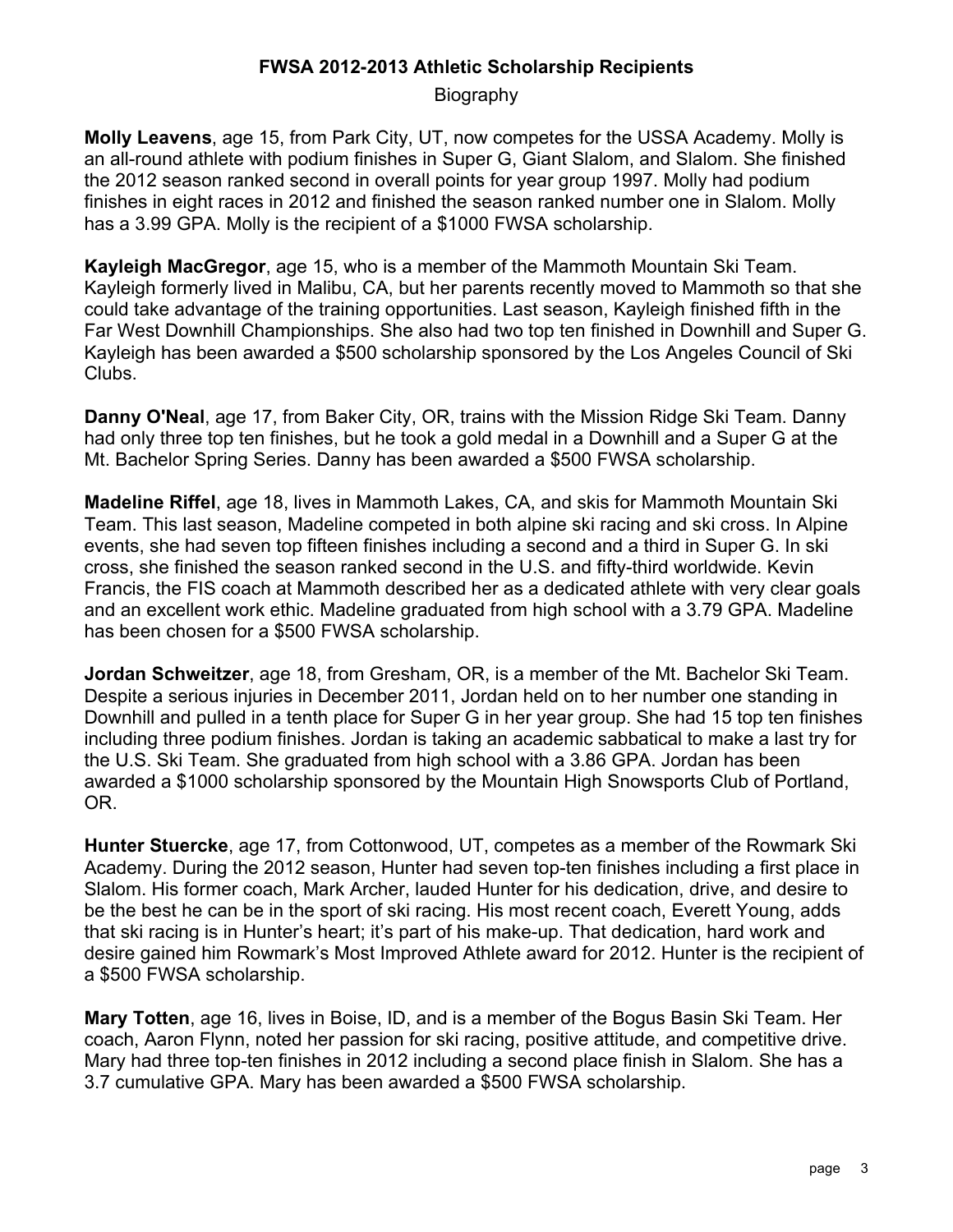**FWSA 2012-2013 Athletic Scholarship Recipients**

Biography

**Molly Leavens**, age 15, from Park City, UT, now competes for the USSA Academy. Molly is an all-round athlete with podium finishes in Super G, Giant Slalom, and Slalom. She finished the 2012 season ranked second in overall points for year group 1997. Molly had podium finishes in eight races in 2012 and finished the season ranked number one in Slalom. Molly has a 3.99 GPA. Molly is the recipient of a $1000 FWSA scholarship.

**Kayleigh MacGregor**, age 15, who is a member of the Mammoth Mountain Ski Team. Kayleigh formerly lived in Malibu, CA, but her parents recently moved to Mammoth so that she could take advantage of the training opportunities. Last season, Kayleigh finished fifth in the Far West Downhill Championships. She also had two top ten finished in Downhill and Super G. Kayleigh has been awarded a $500 scholarship sponsored by the Los Angeles Council of Ski Clubs.

**Danny O'Neal**, age 17, from Baker City, OR, trains with the Mission Ridge Ski Team. Danny had only three top ten finishes, but he took a gold medal in a Downhill and a Super G at the Mt. Bachelor Spring Series. Danny has been awarded a $500 FWSA scholarship.

**Madeline Riffel**, age 18, lives in Mammoth Lakes, CA, and skis for Mammoth Mountain Ski Team. This last season, Madeline competed in both alpine ski racing and ski cross. In Alpine events, she had seven top fifteen finishes including a second and a third in Super G. In ski cross, she finished the season ranked second in the U.S. and fifty-third worldwide. Kevin Francis, the FIS coach at Mammoth described her as a dedicated athlete with very clear goals and an excellent work ethic. Madeline graduated from high school with a 3.79 GPA. Madeline has been chosen for a $500 FWSA scholarship.

**Jordan Schweitzer**, age 18, from Gresham, OR, is a member of the Mt. Bachelor Ski Team. Despite a serious injuries in December 2011, Jordan held on to her number one standing in Downhill and pulled in a tenth place for Super G in her year group. She had 15 top ten finishes including three podium finishes. Jordan is taking an academic sabbatical to make a last try for the U.S. Ski Team. She graduated from high school with a 3.86 GPA. Jordan has been awarded a $1000 scholarship sponsored by the Mountain High Snowsports Club of Portland, OR.

**Hunter Stuercke**, age 17, from Cottonwood, UT, competes as a member of the Rowmark Ski Academy. During the 2012 season, Hunter had seven top-ten finishes including a first place in Slalom. His former coach, Mark Archer, lauded Hunter for his dedication, drive, and desire to be the best he can be in the sport of ski racing. His most recent coach, Everett Young, adds that ski racing is in Hunter's heart; it's part of his make-up. That dedication, hard work and desire gained him Rowmark's Most Improved Athlete award for 2012. Hunter is the recipient of a $500 FWSA scholarship.

**Mary Totten**, age 16, lives in Boise, ID, and is a member of the Bogus Basin Ski Team. Her coach, Aaron Flynn, noted her passion for ski racing, positive attitude, and competitive drive. Mary had three top-ten finishes in 2012 including a second place finish in Slalom. She has a 3.7 cumulative GPA. Mary has been awarded a $500 FWSA scholarship.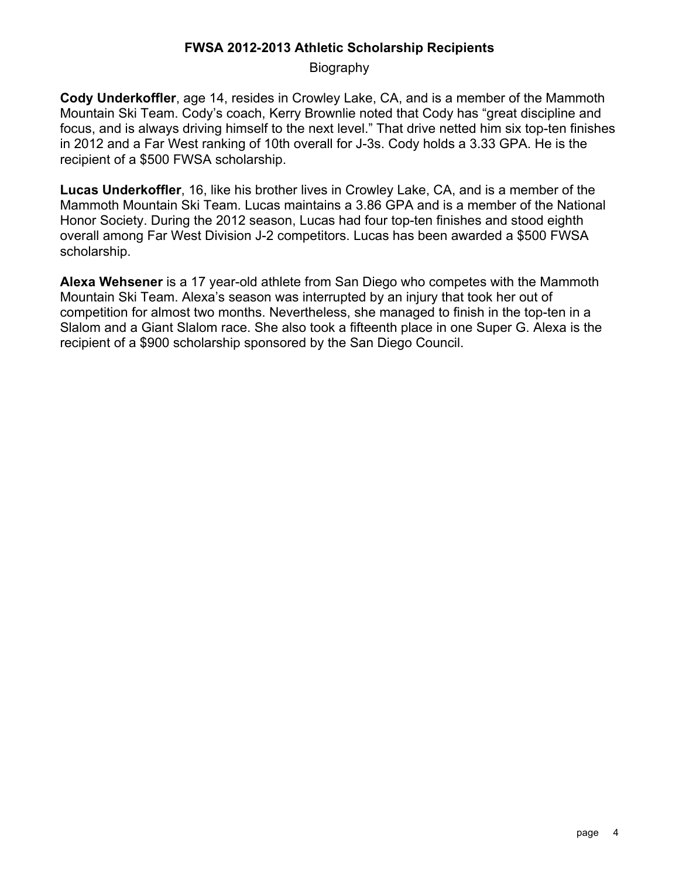**FWSA 2012-2013 Athletic Scholarship Recipients**

Biography

**Cody Underkoffler**, age 14, resides in Crowley Lake, CA, and is a member of the Mammoth Mountain Ski Team. Cody's coach, Kerry Brownlie noted that Cody has "great discipline and focus, and is always driving himself to the next level." That drive netted him six top-ten finishes in 2012 and a Far West ranking of 10th overall for J-3s. Cody holds a 3.33 GPA. He is the recipient of a $500 FWSA scholarship.

**Lucas Underkoffler**, 16, like his brother lives in Crowley Lake, CA, and is a member of the Mammoth Mountain Ski Team. Lucas maintains a 3.86 GPA and is a member of the National Honor Society. During the 2012 season, Lucas had four top-ten finishes and stood eighth overall among Far West Division J-2 competitors. Lucas has been awarded a $500 FWSA scholarship.

**Alexa Wehsener** is a 17 year-old athlete from San Diego who competes with the Mammoth Mountain Ski Team. Alexa's season was interrupted by an injury that took her out of competition for almost two months. Nevertheless, she managed to finish in the top-ten in a Slalom and a Giant Slalom race. She also took a fifteenth place in one Super G. Alexa is the recipient of a $900 scholarship sponsored by the San Diego Council.